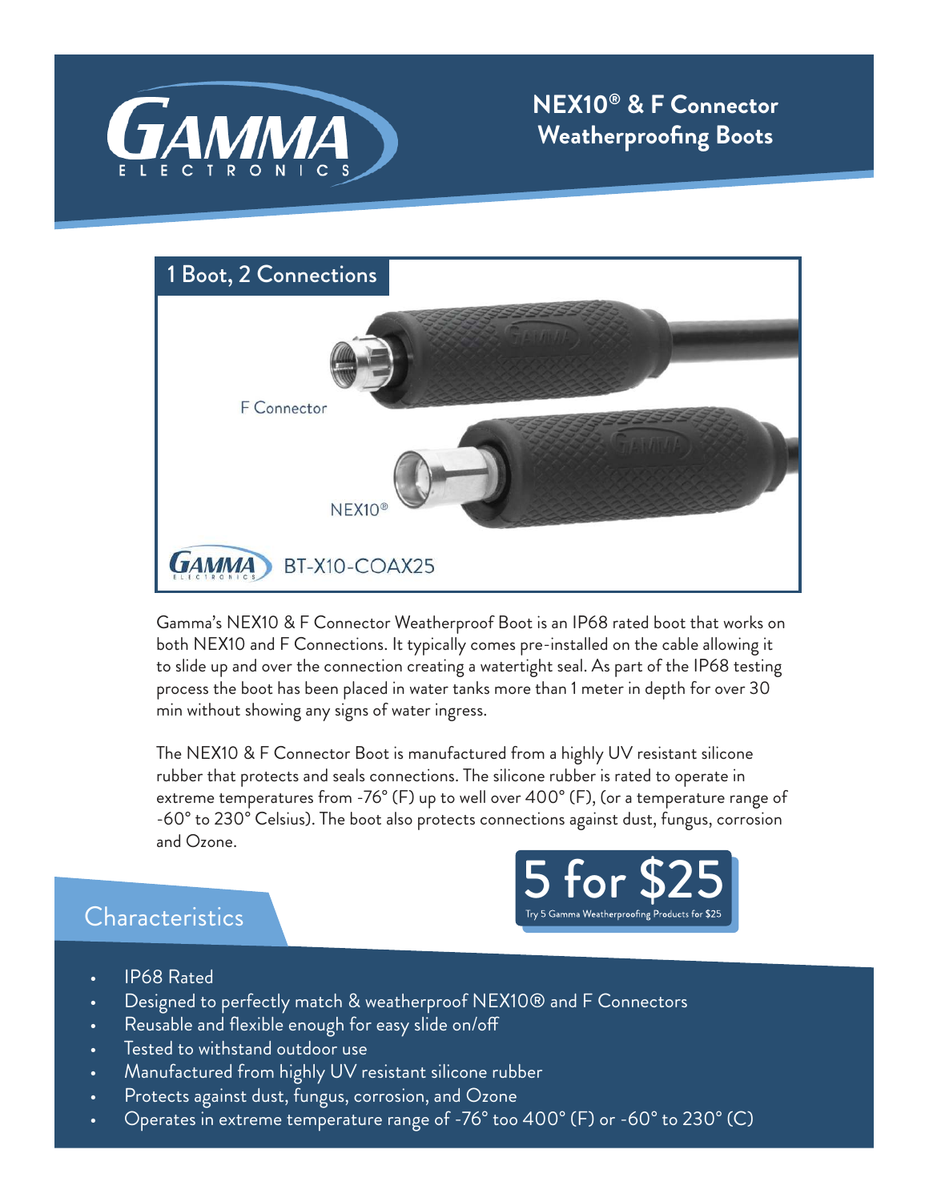# NEX10® & F Connector Weatherproofing Boots

## 1 Boot, 2 Connections

F Connector

NEX10®

BT-X10-COAX25

Gamma's NEX10 & F Connector Weatherproof Boot is an IP68 rated boot that works on both NEX10 and F Connections. It typically comes pre-installed on the cable allowing it to slide up and over the connection creating a watertight seal. As part of the IP68 testing process the boot has been placed in water tanks more than 1 meter in depth for over 30 min without showing any signs of water ingress.

The NEX10 & F Connector Boot is manufactured from a highly UV resistant silicone rubber that protects and seals connections. The silicone rubber is rated to operate in extreme temperatures from -76° (F) up to well over 400° (F), (or a temperature range of -60° to 230° Celsius). The boot also protects connections against dust, fungus, corrosion and Ozone.

**5 for $25**

Try 5 Gamma Weatherproofing Products for $25

## Characteristics

- IP68 Rated
- Designed to perfectly match & weatherproof NEX10® and F Connectors
- Reusable and flexible enough for easy slide on/off
- Tested to withstand outdoor use
- Manufactured from highly UV resistant silicone rubber
- Protects against dust, fungus, corrosion, and Ozone
- Operates in extreme temperature range of -76° too 400° (F) or -60° to 230° (C)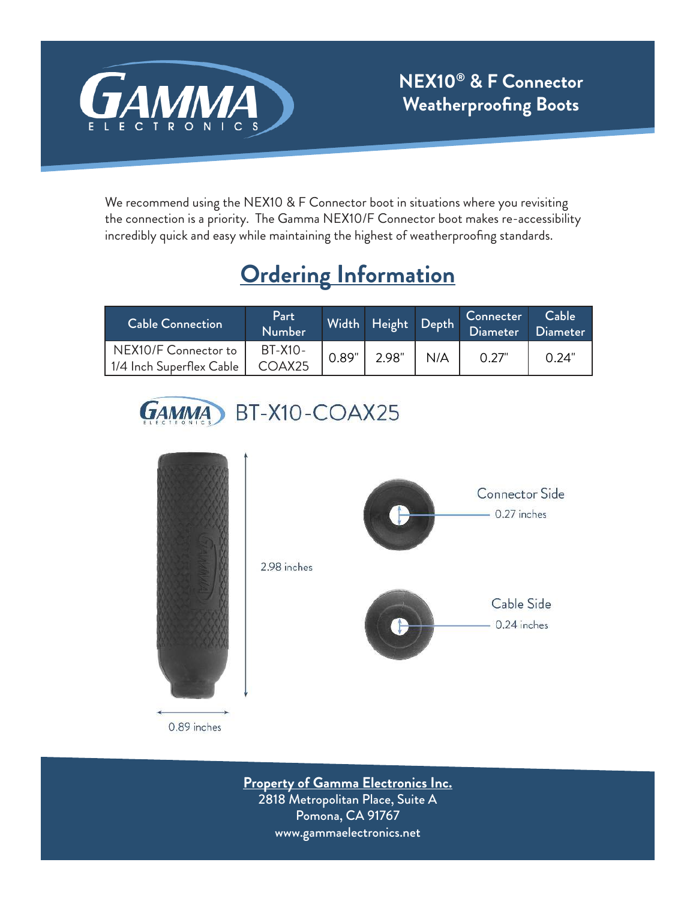## NEX10® & F Connector Weatherproofing Boots

We recommend using the NEX10 & F Connector boot in situations where you revisiting the connection is a priority. The Gamma NEX10/F Connector boot makes re-accessibility incredibly quick and easy while maintaining the highest of weatherproofing standards.

# Ordering Information

| Cable Connection | Part Number | Width | Height | Depth | Connecter Diameter | Cable Diameter |
|---|---|---|---|---|---|---|
| NEX10/F Connector to 1/4 Inch Superflex Cable | BT-X10-COAX25 | 0.89" | 2.98" | N/A | 0.27" | 0.24" |

## BT-X10-COAX25

2.98 inches

0.89 inches

Connector Side
0.27 inches

Cable Side
0.24 inches

**Property of Gamma Electronics Inc.**
2818 Metropolitan Place, Suite A
Pomona, CA 91767
www.gammaelectronics.net